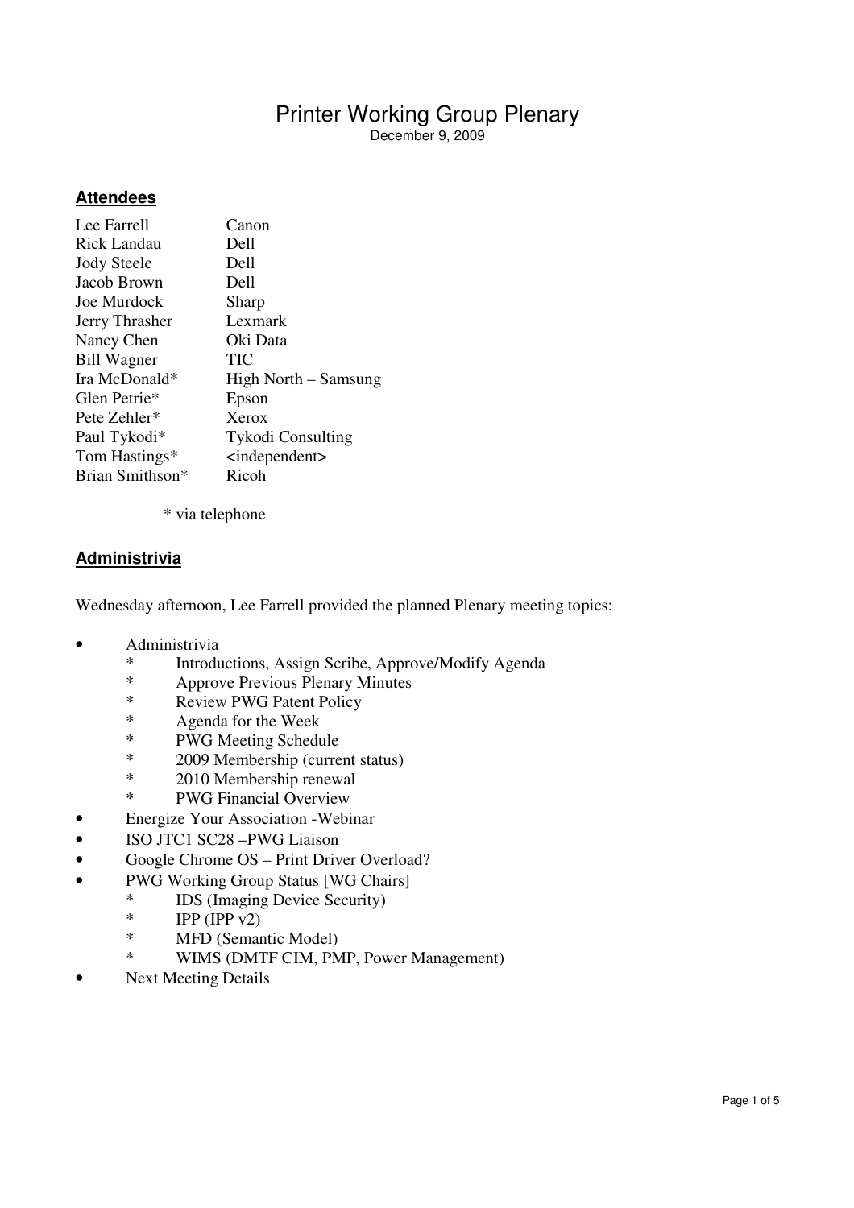# Printer Working Group Plenary

December 9, 2009

## Attendees

| | |
|---|---|
| Lee Farrell | Canon |
| Rick Landau | Dell |
| Jody Steele | Dell |
| Jacob Brown | Dell |
| Joe Murdock | Sharp |
| Jerry Thrasher | Lexmark |
| Nancy Chen | Oki Data |
| Bill Wagner | TIC |
| Ira McDonald* | High North – Samsung |
| Glen Petrie* | Epson |
| Pete Zehler* | Xerox |
| Paul Tykodi* | Tykodi Consulting |
| Tom Hastings* | <independent> |
| Brian Smithson* | Ricoh |

\* via telephone

## Administrivia

Wednesday afternoon, Lee Farrell provided the planned Plenary meeting topics:

- Administrivia
  - Introductions, Assign Scribe, Approve/Modify Agenda
  - Approve Previous Plenary Minutes
  - Review PWG Patent Policy
  - Agenda for the Week
  - PWG Meeting Schedule
  - 2009 Membership (current status)
  - 2010 Membership renewal
  - PWG Financial Overview
- Energize Your Association -Webinar
- ISO JTC1 SC28 –PWG Liaison
- Google Chrome OS – Print Driver Overload?
- PWG Working Group Status [WG Chairs]
  - IDS (Imaging Device Security)
  - IPP (IPP v2)
  - MFD (Semantic Model)
  - WIMS (DMTF CIM, PMP, Power Management)
- Next Meeting Details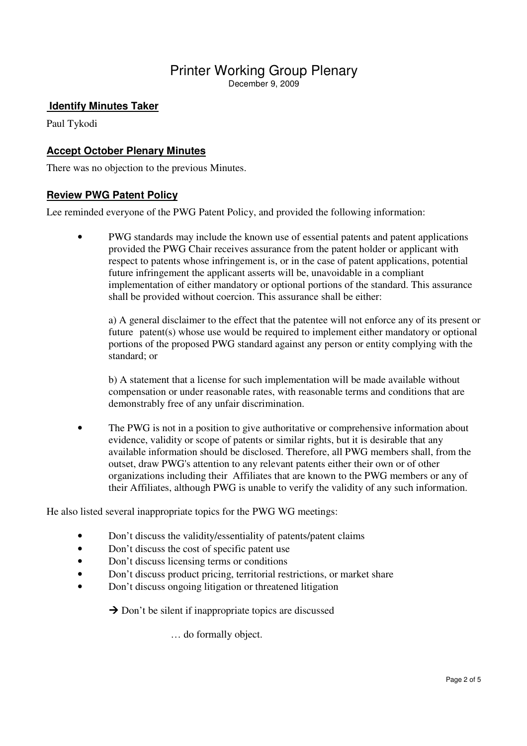# Printer Working Group Plenary

December 9, 2009

### Identify Minutes Taker

Paul Tykodi

### Accept October Plenary Minutes

There was no objection to the previous Minutes.

### Review PWG Patent Policy

Lee reminded everyone of the PWG Patent Policy, and provided the following information:

- PWG standards may include the known use of essential patents and patent applications provided the PWG Chair receives assurance from the patent holder or applicant with respect to patents whose infringement is, or in the case of patent applications, potential future infringement the applicant asserts will be, unavoidable in a compliant implementation of either mandatory or optional portions of the standard. This assurance shall be provided without coercion. This assurance shall be either:

  a) A general disclaimer to the effect that the patentee will not enforce any of its present or future patent(s) whose use would be required to implement either mandatory or optional portions of the proposed PWG standard against any person or entity complying with the standard; or

  b) A statement that a license for such implementation will be made available without compensation or under reasonable rates, with reasonable terms and conditions that are demonstrably free of any unfair discrimination.

- The PWG is not in a position to give authoritative or comprehensive information about evidence, validity or scope of patents or similar rights, but it is desirable that any available information should be disclosed. Therefore, all PWG members shall, from the outset, draw PWG's attention to any relevant patents either their own or of other organizations including their Affiliates that are known to the PWG members or any of their Affiliates, although PWG is unable to verify the validity of any such information.

He also listed several inappropriate topics for the PWG WG meetings:

- Don't discuss the validity/essentiality of patents/patent claims
- Don't discuss the cost of specific patent use
- Don't discuss licensing terms or conditions
- Don't discuss product pricing, territorial restrictions, or market share
- Don't discuss ongoing litigation or threatened litigation

  → Don't be silent if inappropriate topics are discussed

  … do formally object.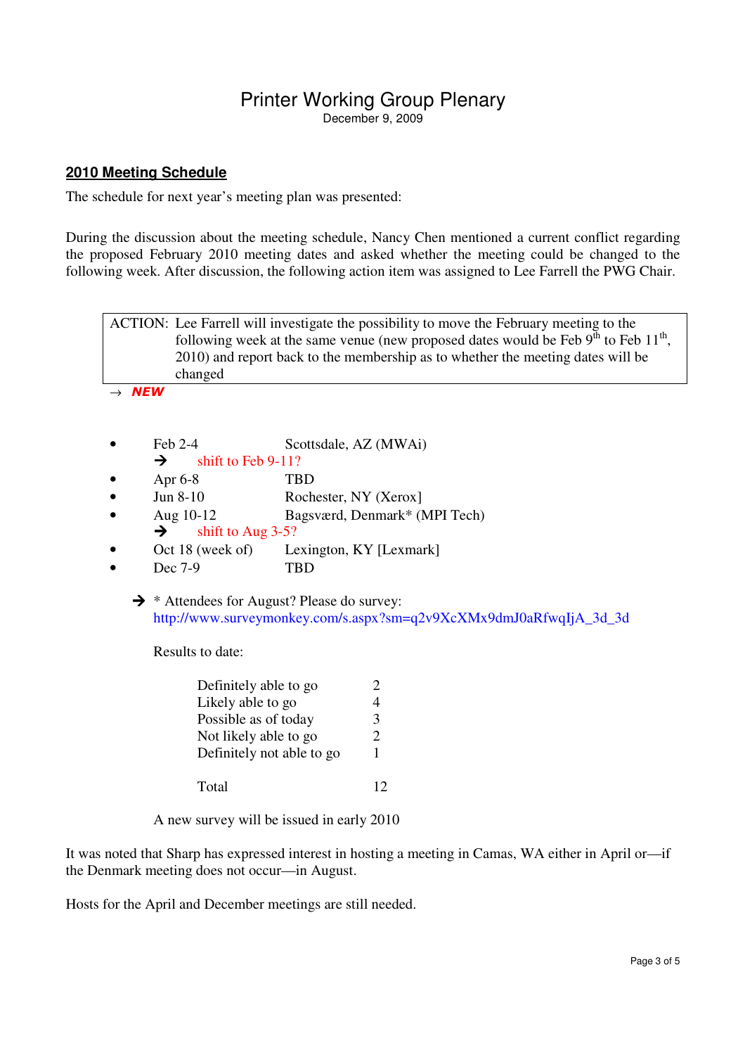# Printer Working Group Plenary

December 9, 2009

## 2010 Meeting Schedule

The schedule for next year's meeting plan was presented:

During the discussion about the meeting schedule, Nancy Chen mentioned a current conflict regarding the proposed February 2010 meeting dates and asked whether the meeting could be changed to the following week. After discussion, the following action item was assigned to Lee Farrell the PWG Chair.

| ACTION: Lee Farrell will investigate the possibility to move the February meeting to the following week at the same venue (new proposed dates would be Feb 9th to Feb 11th, 2010) and report back to the membership as to whether the meeting dates will be changed |
|---|

→ ***NEW***

- Feb 2-4 — Scottsdale, AZ (MWAi)
  - → shift to Feb 9-11?
- Apr 6-8 — TBD
- Jun 8-10 — Rochester, NY (Xerox]
- Aug 10-12 — Bagsværd, Denmark* (MPI Tech)
  - → shift to Aug 3-5?
- Oct 18 (week of) — Lexington, KY [Lexmark]
- Dec 7-9 — TBD

→ * Attendees for August? Please do survey: http://www.surveymonkey.com/s.aspx?sm=q2v9XcXMx9dmJ0aRfwqIjA_3d_3d

Results to date:

| Response | Count |
|---|---|
| Definitely able to go | 2 |
| Likely able to go | 4 |
| Possible as of today | 3 |
| Not likely able to go | 2 |
| Definitely not able to go | 1 |
| Total | 12 |

A new survey will be issued in early 2010

It was noted that Sharp has expressed interest in hosting a meeting in Camas, WA either in April or—if the Denmark meeting does not occur—in August.

Hosts for the April and December meetings are still needed.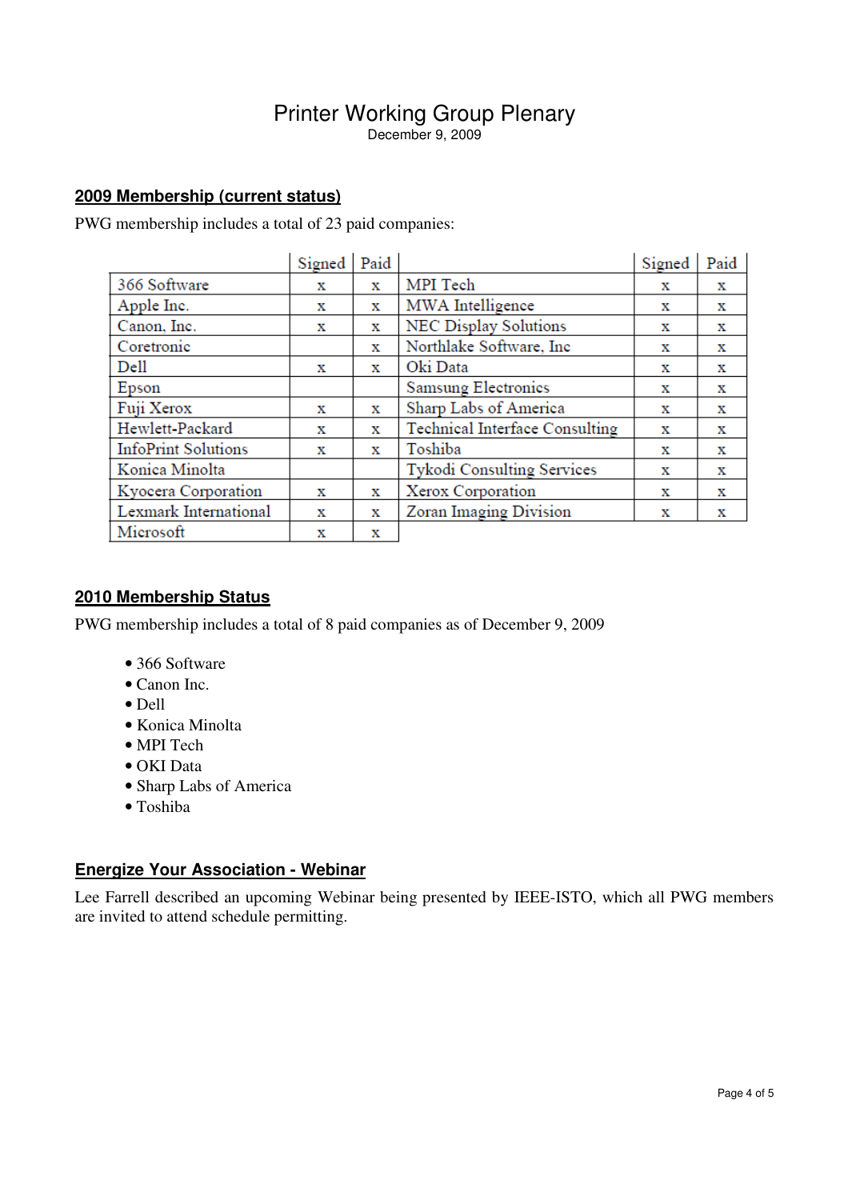# Printer Working Group Plenary

December 9, 2009

## 2009 Membership (current status)

PWG membership includes a total of 23 paid companies:

| | Signed | Paid | | Signed | Paid |
|---|---|---|---|---|---|
| 366 Software | x | x | MPI Tech | x | x |
| Apple Inc. | x | x | MWA Intelligence | x | x |
| Canon, Inc. | x | x | NEC Display Solutions | x | x |
| Coretronic | | x | Northlake Software, Inc | x | x |
| Dell | x | x | Oki Data | x | x |
| Epson | | | Samsung Electronics | x | x |
| Fuji Xerox | x | x | Sharp Labs of America | x | x |
| Hewlett-Packard | x | x | Technical Interface Consulting | x | x |
| InfoPrint Solutions | x | x | Toshiba | x | x |
| Konica Minolta | | | Tykodi Consulting Services | x | x |
| Kyocera Corporation | x | x | Xerox Corporation | x | x |
| Lexmark International | x | x | Zoran Imaging Division | x | x |
| Microsoft | x | x | | | |

## 2010 Membership Status

PWG membership includes a total of 8 paid companies as of December 9, 2009

- 366 Software
- Canon Inc.
- Dell
- Konica Minolta
- MPI Tech
- OKI Data
- Sharp Labs of America
- Toshiba

## Energize Your Association - Webinar

Lee Farrell described an upcoming Webinar being presented by IEEE-ISTO, which all PWG members are invited to attend schedule permitting.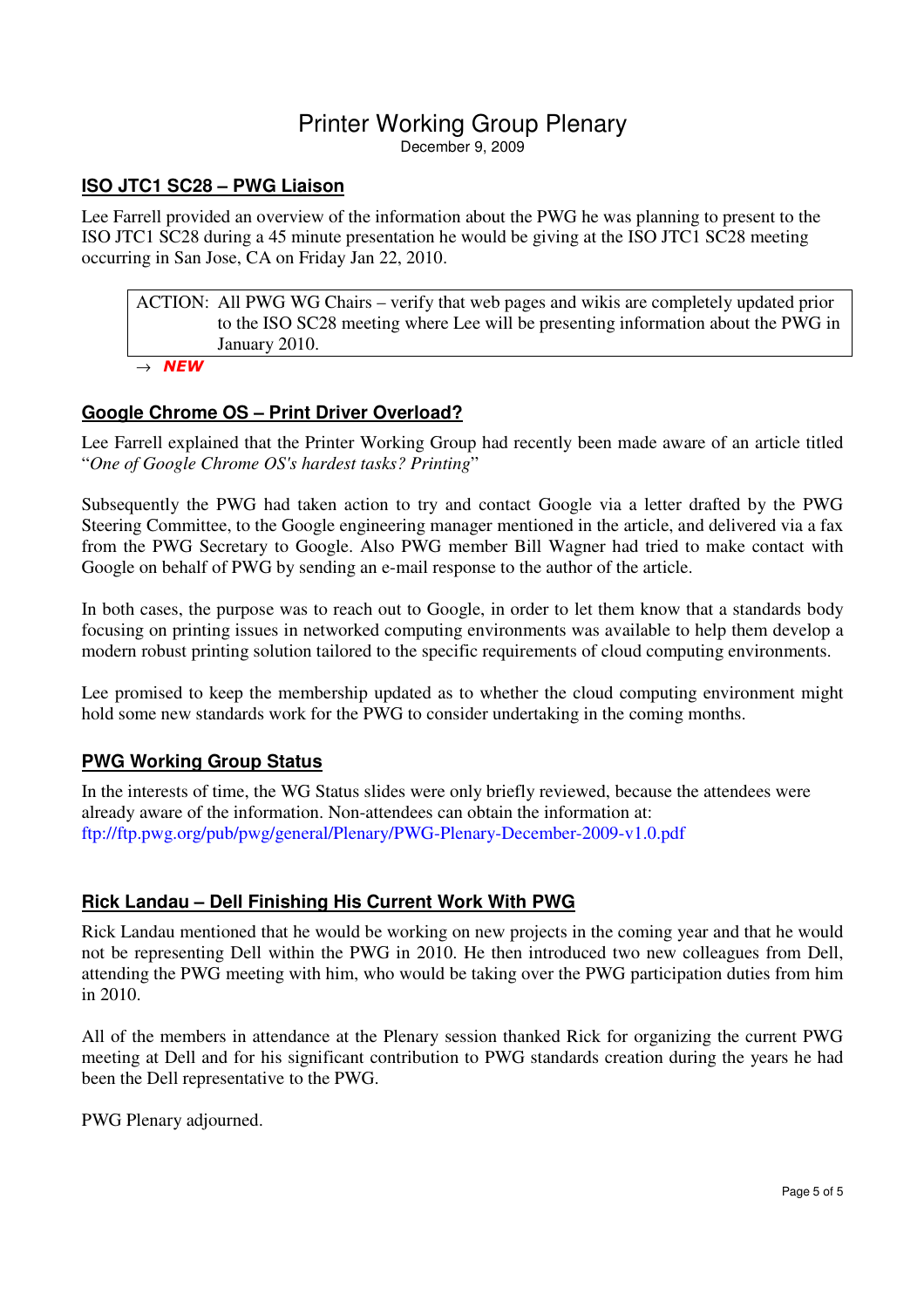# Printer Working Group Plenary

December 9, 2009

## ISO JTC1 SC28 – PWG Liaison

Lee Farrell provided an overview of the information about the PWG he was planning to present to the ISO JTC1 SC28 during a 45 minute presentation he would be giving at the ISO JTC1 SC28 meeting occurring in San Jose, CA on Friday Jan 22, 2010.

| | |
|---|---|
| ACTION: | All PWG WG Chairs – verify that web pages and wikis are completely updated prior to the ISO SC28 meeting where Lee will be presenting information about the PWG in January 2010. |

→ ***NEW***

## Google Chrome OS – Print Driver Overload?

Lee Farrell explained that the Printer Working Group had recently been made aware of an article titled "*One of Google Chrome OS's hardest tasks? Printing*"

Subsequently the PWG had taken action to try and contact Google via a letter drafted by the PWG Steering Committee, to the Google engineering manager mentioned in the article, and delivered via a fax from the PWG Secretary to Google. Also PWG member Bill Wagner had tried to make contact with Google on behalf of PWG by sending an e-mail response to the author of the article.

In both cases, the purpose was to reach out to Google, in order to let them know that a standards body focusing on printing issues in networked computing environments was available to help them develop a modern robust printing solution tailored to the specific requirements of cloud computing environments.

Lee promised to keep the membership updated as to whether the cloud computing environment might hold some new standards work for the PWG to consider undertaking in the coming months.

## PWG Working Group Status

In the interests of time, the WG Status slides were only briefly reviewed, because the attendees were already aware of the information. Non-attendees can obtain the information at: ftp://ftp.pwg.org/pub/pwg/general/Plenary/PWG-Plenary-December-2009-v1.0.pdf

## Rick Landau – Dell Finishing His Current Work With PWG

Rick Landau mentioned that he would be working on new projects in the coming year and that he would not be representing Dell within the PWG in 2010. He then introduced two new colleagues from Dell, attending the PWG meeting with him, who would be taking over the PWG participation duties from him in 2010.

All of the members in attendance at the Plenary session thanked Rick for organizing the current PWG meeting at Dell and for his significant contribution to PWG standards creation during the years he had been the Dell representative to the PWG.

PWG Plenary adjourned.